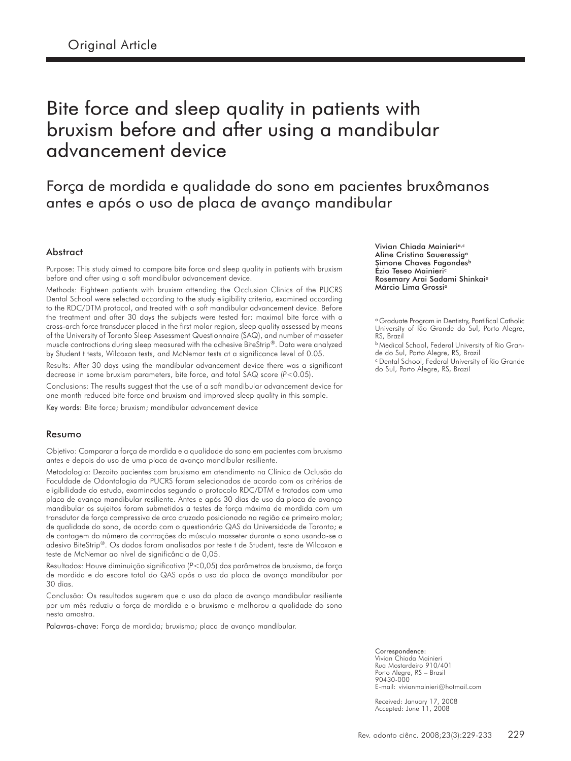Original Article

# Bite force and sleep quality in patients with bruxism before and after using a mandibular advancement device

## Força de mordida e qualidade do sono em pacientes bruxômanos antes e após o uso de placa de avanço mandibular

Vivian Chiada Mainieri[a,c]
Aline Cristina Saueressig[a]
Simone Chaves Fagondes[b]
Ézio Teseo Mainieri[c]
Rosemary Arai Sadami Shinkai[a]
Márcio Lima Grossi[a]

[a] Graduate Program in Dentistry, Pontifical Catholic University of Rio Grande do Sul, Porto Alegre, RS, Brazil

[b] Medical School, Federal University of Rio Grande do Sul, Porto Alegre, RS, Brazil

[c] Dental School, Federal University of Rio Grande do Sul, Porto Alegre, RS, Brazil

### Abstract

Purpose: This study aimed to compare bite force and sleep quality in patients with bruxism before and after using a soft mandibular advancement device.

Methods: Eighteen patients with bruxism attending the Occlusion Clinics of the PUCRS Dental School were selected according to the study eligibility criteria, examined according to the RDC/TMD protocol, and treated with a soft mandibular advancement device. Before the treatment and after 30 days the subjects were tested for: maximal bite force with a cross-arch force transducer placed in the first molar region, sleep quality assessed by means of the University of Toronto Sleep Assessment Questionnaire (SAQ), and number of masseter muscle contractions during sleep measured with the adhesive BiteStrip®. Data were analyzed by Student t tests, Wilcoxon tests, and McNemar tests at a significance level of 0.05.

Results: After 30 days using the mandibular advancement device there was a significant decrease in some bruxism parameters, bite force, and total SAQ score ($P<0.05$).

Conclusions: The results suggest that the use of a soft mandibular advancement device for one month reduced bite force and bruxism and improved sleep quality in this sample.

Key words: Bite force; bruxism; mandibular advancement device

### Resumo

Objetivo: Comparar a força de mordida e a qualidade do sono em pacientes com bruxismo antes e depois do uso de uma placa de avanço mandibular resiliente.

Metodologia: Dezoito pacientes com bruxismo em atendimento na Clínica de Oclusão da Faculdade de Odontologia da PUCRS foram selecionados de acordo com os critérios de eligibilidade do estudo, examinados segundo o protocolo RDC/DTM e tratados com uma placa de avanço mandibular resiliente. Antes e após 30 dias de uso da placa de avanço mandibular os sujeitos foram submetidos a testes de força máxima de mordida com um transdutor de força compressiva de arco cruzado posicionado na região de primeiro molar; de qualidade do sono, de acordo com o questionário QAS da Universidade de Toronto; e de contagem do número de contrações do músculo masseter durante o sono usando-se o adesivo BiteStrip®. Os dados foram analisados por teste t de Student, teste de Wilcoxon e teste de McNemar ao nível de significância de 0,05.

Resultados: Houve diminuição significativa ($P<0,05$) dos parâmetros de bruxismo, de força de mordida e do escore total do QAS após o uso da placa de avanço mandibular por 30 dias.

Conclusão: Os resultados sugerem que o uso da placa de avanço mandibular resiliente por um mês reduziu a força de mordida e o bruxismo e melhorou a qualidade do sono nesta amostra.

Palavras-chave: Força de mordida; bruxismo; placa de avanço mandibular.

Correspondence:
Vivian Chiada Mainieri
Rua Mostardeiro 910/401
Porto Alegre, RS – Brasil
90430-000
E-mail: vivianmainieri@hotmail.com

Received: January 17, 2008
Accepted: June 11, 2008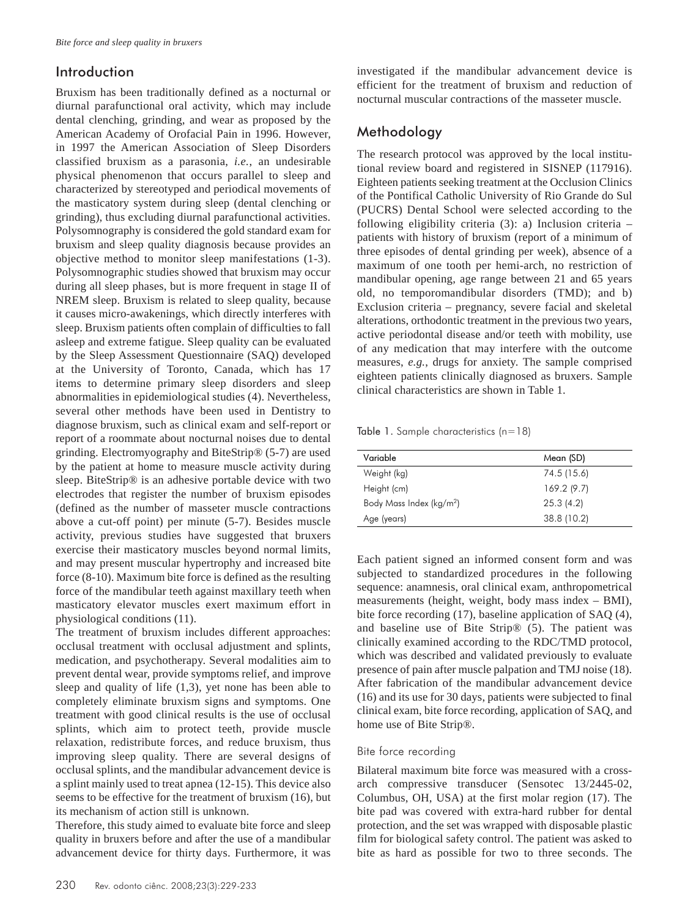## Introduction

Bruxism has been traditionally defined as a nocturnal or diurnal parafunctional oral activity, which may include dental clenching, grinding, and wear as proposed by the American Academy of Orofacial Pain in 1996. However, in 1997 the American Association of Sleep Disorders classified bruxism as a parasonia, *i.e.*, an undesirable physical phenomenon that occurs parallel to sleep and characterized by stereotyped and periodical movements of the masticatory system during sleep (dental clenching or grinding), thus excluding diurnal parafunctional activities. Polysomnography is considered the gold standard exam for bruxism and sleep quality diagnosis because provides an objective method to monitor sleep manifestations (1-3). Polysomnographic studies showed that bruxism may occur during all sleep phases, but is more frequent in stage II of NREM sleep. Bruxism is related to sleep quality, because it causes micro-awakenings, which directly interferes with sleep. Bruxism patients often complain of difficulties to fall asleep and extreme fatigue. Sleep quality can be evaluated by the Sleep Assessment Questionnaire (SAQ) developed at the University of Toronto, Canada, which has 17 items to determine primary sleep disorders and sleep abnormalities in epidemiological studies (4). Nevertheless, several other methods have been used in Dentistry to diagnose bruxism, such as clinical exam and self-report or report of a roommate about nocturnal noises due to dental grinding. Electromyography and BiteStrip® (5-7) are used by the patient at home to measure muscle activity during sleep. BiteStrip® is an adhesive portable device with two electrodes that register the number of bruxism episodes (defined as the number of masseter muscle contractions above a cut-off point) per minute (5-7). Besides muscle activity, previous studies have suggested that bruxers exercise their masticatory muscles beyond normal limits, and may present muscular hypertrophy and increased bite force (8-10). Maximum bite force is defined as the resulting force of the mandibular teeth against maxillary teeth when masticatory elevator muscles exert maximum effort in physiological conditions (11).

The treatment of bruxism includes different approaches: occlusal treatment with occlusal adjustment and splints, medication, and psychotherapy. Several modalities aim to prevent dental wear, provide symptoms relief, and improve sleep and quality of life (1,3), yet none has been able to completely eliminate bruxism signs and symptoms. One treatment with good clinical results is the use of occlusal splints, which aim to protect teeth, provide muscle relaxation, redistribute forces, and reduce bruxism, thus improving sleep quality. There are several designs of occlusal splints, and the mandibular advancement device is a splint mainly used to treat apnea (12-15). This device also seems to be effective for the treatment of bruxism (16), but its mechanism of action still is unknown.

Therefore, this study aimed to evaluate bite force and sleep quality in bruxers before and after the use of a mandibular advancement device for thirty days. Furthermore, it was investigated if the mandibular advancement device is efficient for the treatment of bruxism and reduction of nocturnal muscular contractions of the masseter muscle.

## Methodology

The research protocol was approved by the local institutional review board and registered in SISNEP (117916). Eighteen patients seeking treatment at the Occlusion Clinics of the Pontifical Catholic University of Rio Grande do Sul (PUCRS) Dental School were selected according to the following eligibility criteria (3): a) Inclusion criteria – patients with history of bruxism (report of a minimum of three episodes of dental grinding per week), absence of a maximum of one tooth per hemi-arch, no restriction of mandibular opening, age range between 21 and 65 years old, no temporomandibular disorders (TMD); and b) Exclusion criteria – pregnancy, severe facial and skeletal alterations, orthodontic treatment in the previous two years, active periodontal disease and/or teeth with mobility, use of any medication that may interfere with the outcome measures, *e.g.*, drugs for anxiety. The sample comprised eighteen patients clinically diagnosed as bruxers. Sample clinical characteristics are shown in Table 1.

Table 1. Sample characteristics (n=18)

| Variable | Mean (SD) |
|---|---|
| Weight (kg) | 74.5 (15.6) |
| Height (cm) | 169.2 (9.7) |
| Body Mass Index (kg/m$^2$) | 25.3 (4.2) |
| Age (years) | 38.8 (10.2) |

Each patient signed an informed consent form and was subjected to standardized procedures in the following sequence: anamnesis, oral clinical exam, anthropometrical measurements (height, weight, body mass index – BMI), bite force recording (17), baseline application of SAQ (4), and baseline use of Bite Strip® (5). The patient was clinically examined according to the RDC/TMD protocol, which was described and validated previously to evaluate presence of pain after muscle palpation and TMJ noise (18). After fabrication of the mandibular advancement device (16) and its use for 30 days, patients were subjected to final clinical exam, bite force recording, application of SAQ, and home use of Bite Strip®.

### Bite force recording

Bilateral maximum bite force was measured with a cross-arch compressive transducer (Sensotec 13/2445-02, Columbus, OH, USA) at the first molar region (17). The bite pad was covered with extra-hard rubber for dental protection, and the set was wrapped with disposable plastic film for biological safety control. The patient was asked to bite as hard as possible for two to three seconds. The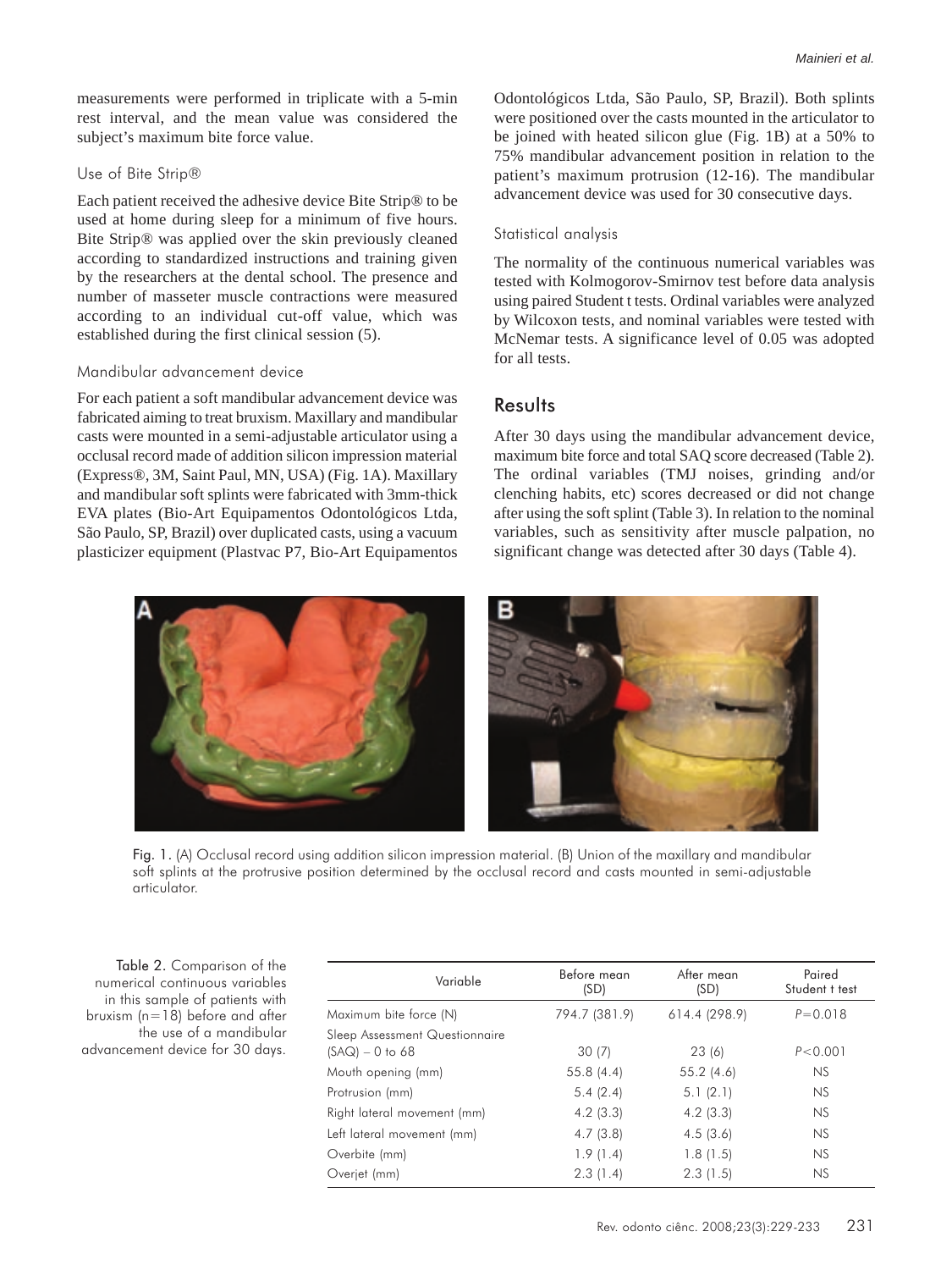measurements were performed in triplicate with a 5-min rest interval, and the mean value was considered the subject's maximum bite force value.

### Use of Bite Strip®

Each patient received the adhesive device Bite Strip® to be used at home during sleep for a minimum of five hours. Bite Strip® was applied over the skin previously cleaned according to standardized instructions and training given by the researchers at the dental school. The presence and number of masseter muscle contractions were measured according to an individual cut-off value, which was established during the first clinical session (5).

### Mandibular advancement device

For each patient a soft mandibular advancement device was fabricated aiming to treat bruxism. Maxillary and mandibular casts were mounted in a semi-adjustable articulator using a occlusal record made of addition silicon impression material (Express®, 3M, Saint Paul, MN, USA) (Fig. 1A). Maxillary and mandibular soft splints were fabricated with 3mm-thick EVA plates (Bio-Art Equipamentos Odontológicos Ltda, São Paulo, SP, Brazil) over duplicated casts, using a vacuum plasticizer equipment (Plastvac P7, Bio-Art Equipamentos Odontológicos Ltda, São Paulo, SP, Brazil). Both splints were positioned over the casts mounted in the articulator to be joined with heated silicon glue (Fig. 1B) at a 50% to 75% mandibular advancement position in relation to the patient's maximum protrusion (12-16). The mandibular advancement device was used for 30 consecutive days.

### Statistical analysis

The normality of the continuous numerical variables was tested with Kolmogorov-Smirnov test before data analysis using paired Student t tests. Ordinal variables were analyzed by Wilcoxon tests, and nominal variables were tested with McNemar tests. A significance level of 0.05 was adopted for all tests.

## Results

After 30 days using the mandibular advancement device, maximum bite force and total SAQ score decreased (Table 2). The ordinal variables (TMJ noises, grinding and/or clenching habits, etc) scores decreased or did not change after using the soft splint (Table 3). In relation to the nominal variables, such as sensitivity after muscle palpation, no significant change was detected after 30 days (Table 4).

Fig. 1. (A) Occlusal record using addition silicon impression material. (B) Union of the maxillary and mandibular soft splints at the protrusive position determined by the occlusal record and casts mounted in semi-adjustable articulator.

Table 2. Comparison of the numerical continuous variables in this sample of patients with bruxism (n=18) before and after the use of a mandibular advancement device for 30 days.

| Variable | Before mean (SD) | After mean (SD) | Paired Student t test |
|---|---|---|---|
| Maximum bite force (N) | 794.7 (381.9) | 614.4 (298.9) | $P=0.018$ |
| Sleep Assessment Questionnaire (SAQ) – 0 to 68 | 30 (7) | 23 (6) | $P<0.001$ |
| Mouth opening (mm) | 55.8 (4.4) | 55.2 (4.6) | NS |
| Protrusion (mm) | 5.4 (2.4) | 5.1 (2.1) | NS |
| Right lateral movement (mm) | 4.2 (3.3) | 4.2 (3.3) | NS |
| Left lateral movement (mm) | 4.7 (3.8) | 4.5 (3.6) | NS |
| Overbite (mm) | 1.9 (1.4) | 1.8 (1.5) | NS |
| Overjet (mm) | 2.3 (1.4) | 2.3 (1.5) | NS |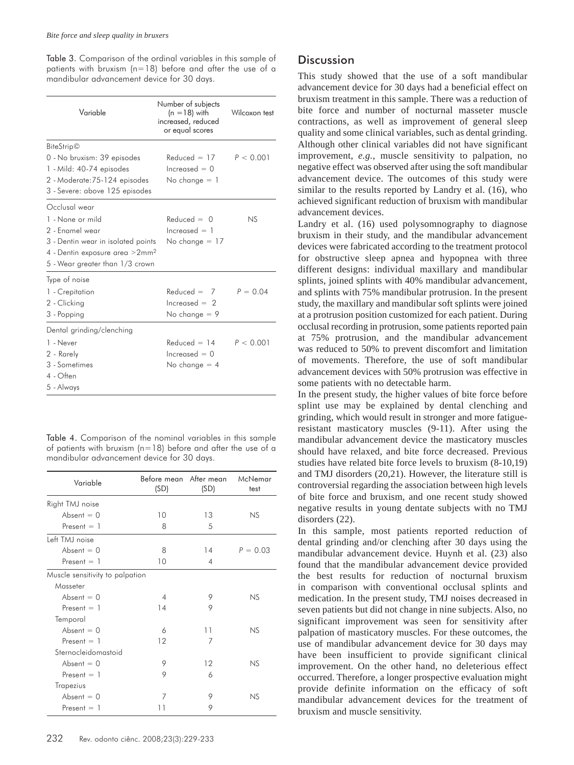Table 3. Comparison of the ordinal variables in this sample of patients with bruxism (n=18) before and after the use of a mandibular advancement device for 30 days.

| Variable | Number of subjects (n =18) with increased, reduced or equal scores | Wilcoxon test |
|---|---|---|
| BiteStrip© | | |
| 0 - No bruxism: 39 episodes | Reduced = 17 | $P < 0.001$ |
| 1 - Mild: 40-74 episodes | Increased = 0 | |
| 2 - Moderate:75-124 episodes | No change = 1 | |
| 3 - Severe: above 125 episodes | | |
| Occlusal wear | | |
| 1 - None or mild | Reduced = 0 | NS |
| 2 - Enamel wear | Increased = 1 | |
| 3 - Dentin wear in isolated points | No change = 17 | |
| 4 - Dentin exposure area >2mm² | | |
| 5 - Wear greater than 1/3 crown | | |
| Type of noise | | |
| 1 - Crepitation | Reduced = 7 | $P = 0.04$ |
| 2 - Clicking | Increased = 2 | |
| 3 - Popping | No change = 9 | |
| Dental grinding/clenching | | |
| 1 - Never | Reduced = 14 | $P < 0.001$ |
| 2 - Rarely | Increased = 0 | |
| 3 - Sometimes | No change = 4 | |
| 4 - Often | | |
| 5 - Always | | |

Table 4. Comparison of the nominal variables in this sample of patients with bruxism (n=18) before and after the use of a mandibular advancement device for 30 days.

| Variable | Before mean (SD) | After mean (SD) | McNemar test |
|---|---|---|---|
| Right TMJ noise | | | |
| Absent = 0 | 10 | 13 | NS |
| Present = 1 | 8 | 5 | |
| Left TMJ noise | | | |
| Absent = 0 | 8 | 14 | $P = 0.03$ |
| Present = 1 | 10 | 4 | |
| Muscle sensitivity to palpation | | | |
| Masseter | | | |
| Absent = 0 | 4 | 9 | NS |
| Present = 1 | 14 | 9 | |
| Temporal | | | |
| Absent = 0 | 6 | 11 | NS |
| Present = 1 | 12 | 7 | |
| Sternocleidomastoid | | | |
| Absent = 0 | 9 | 12 | NS |
| Present = 1 | 9 | 6 | |
| Trapezius | | | |
| Absent = 0 | 7 | 9 | NS |
| Present = 1 | 11 | 9 | |

## Discussion

This study showed that the use of a soft mandibular advancement device for 30 days had a beneficial effect on bruxism treatment in this sample. There was a reduction of bite force and number of nocturnal masseter muscle contractions, as well as improvement of general sleep quality and some clinical variables, such as dental grinding. Although other clinical variables did not have significant improvement, *e.g.*, muscle sensitivity to palpation, no negative effect was observed after using the soft mandibular advancement device. The outcomes of this study were similar to the results reported by Landry et al. (16), who achieved significant reduction of bruxism with mandibular advancement devices.

Landry et al. (16) used polysomnography to diagnose bruxism in their study, and the mandibular advancement devices were fabricated according to the treatment protocol for obstructive sleep apnea and hypopnea with three different designs: individual maxillary and mandibular splints, joined splints with 40% mandibular advancement, and splints with 75% mandibular protrusion. In the present study, the maxillary and mandibular soft splints were joined at a protrusion position customized for each patient. During occlusal recording in protrusion, some patients reported pain at 75% protrusion, and the mandibular advancement was reduced to 50% to prevent discomfort and limitation of movements. Therefore, the use of soft mandibular advancement devices with 50% protrusion was effective in some patients with no detectable harm.

In the present study, the higher values of bite force before splint use may be explained by dental clenching and grinding, which would result in stronger and more fatigue-resistant masticatory muscles (9-11). After using the mandibular advancement device the masticatory muscles should have relaxed, and bite force decreased. Previous studies have related bite force levels to bruxism (8-10,19) and TMJ disorders (20,21). However, the literature still is controversial regarding the association between high levels of bite force and bruxism, and one recent study showed negative results in young dentate subjects with no TMJ disorders (22).

In this sample, most patients reported reduction of dental grinding and/or clenching after 30 days using the mandibular advancement device. Huynh et al. (23) also found that the mandibular advancement device provided the best results for reduction of nocturnal bruxism in comparison with conventional occlusal splints and medication. In the present study, TMJ noises decreased in seven patients but did not change in nine subjects. Also, no significant improvement was seen for sensitivity after palpation of masticatory muscles. For these outcomes, the use of mandibular advancement device for 30 days may have been insufficient to provide significant clinical improvement. On the other hand, no deleterious effect occurred. Therefore, a longer prospective evaluation might provide definite information on the efficacy of soft mandibular advancement devices for the treatment of bruxism and muscle sensitivity.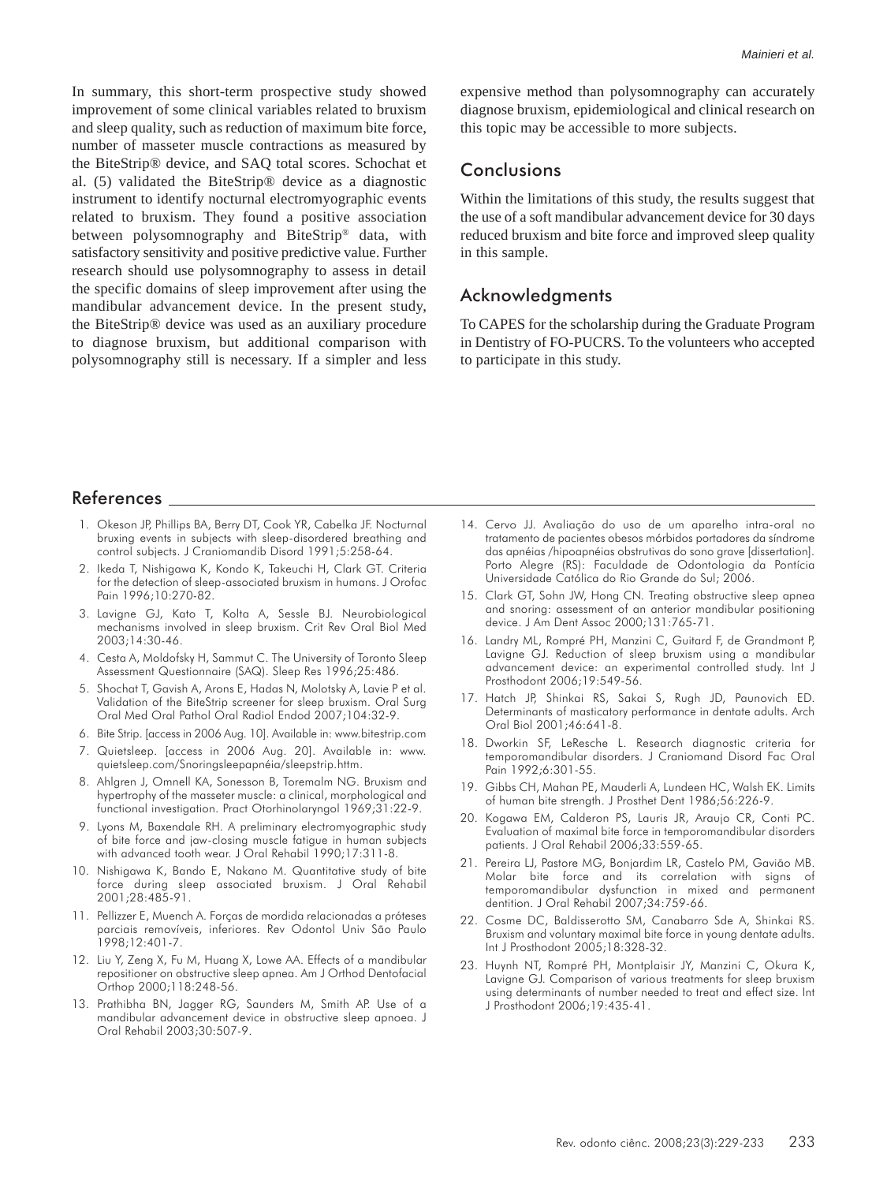In summary, this short-term prospective study showed improvement of some clinical variables related to bruxism and sleep quality, such as reduction of maximum bite force, number of masseter muscle contractions as measured by the BiteStrip® device, and SAQ total scores. Schochat et al. (5) validated the BiteStrip® device as a diagnostic instrument to identify nocturnal electromyographic events related to bruxism. They found a positive association between polysomnography and BiteStrip® data, with satisfactory sensitivity and positive predictive value. Further research should use polysomnography to assess in detail the specific domains of sleep improvement after using the mandibular advancement device. In the present study, the BiteStrip® device was used as an auxiliary procedure to diagnose bruxism, but additional comparison with polysomnography still is necessary. If a simpler and less expensive method than polysomnography can accurately diagnose bruxism, epidemiological and clinical research on this topic may be accessible to more subjects.

## Conclusions

Within the limitations of this study, the results suggest that the use of a soft mandibular advancement device for 30 days reduced bruxism and bite force and improved sleep quality in this sample.

## Acknowledgments

To CAPES for the scholarship during the Graduate Program in Dentistry of FO-PUCRS. To the volunteers who accepted to participate in this study.

## References

1. Okeson JP, Phillips BA, Berry DT, Cook YR, Cabelka JF. Nocturnal bruxing events in subjects with sleep-disordered breathing and control subjects. J Craniomandib Disord 1991;5:258-64.
2. Ikeda T, Nishigawa K, Kondo K, Takeuchi H, Clark GT. Criteria for the detection of sleep-associated bruxism in humans. J Orofac Pain 1996;10:270-82.
3. Lavigne GJ, Kato T, Kolta A, Sessle BJ. Neurobiological mechanisms involved in sleep bruxism. Crit Rev Oral Biol Med 2003;14:30-46.
4. Cesta A, Moldofsky H, Sammut C. The University of Toronto Sleep Assessment Questionnaire (SAQ). Sleep Res 1996;25:486.
5. Shochat T, Gavish A, Arons E, Hadas N, Molotsky A, Lavie P et al. Validation of the BiteStrip screener for sleep bruxism. Oral Surg Oral Med Oral Pathol Oral Radiol Endod 2007;104:32-9.
6. Bite Strip. [access in 2006 Aug. 10]. Available in: www.bitestrip.com
7. Quietsleep. [access in 2006 Aug. 20]. Available in: www.quietsleep.com/Snoringsleepapnéia/sleepstrip.httm.
8. Ahlgren J, Omnell KA, Sonesson B, Toremalm NG. Bruxism and hypertrophy of the masseter muscle: a clinical, morphological and functional investigation. Pract Otorhinolaryngol 1969;31:22-9.
9. Lyons M, Baxendale RH. A preliminary electromyographic study of bite force and jaw-closing muscle fatigue in human subjects with advanced tooth wear. J Oral Rehabil 1990;17:311-8.
10. Nishigawa K, Bando E, Nakano M. Quantitative study of bite force during sleep associated bruxism. J Oral Rehabil 2001;28:485-91.
11. Pellizzer E, Muench A. Forças de mordida relacionadas a próteses parciais removíveis, inferiores. Rev Odontol Univ São Paulo 1998;12:401-7.
12. Liu Y, Zeng X, Fu M, Huang X, Lowe AA. Effects of a mandibular repositioner on obstructive sleep apnea. Am J Orthod Dentofacial Orthop 2000;118:248-56.
13. Prathibha BN, Jagger RG, Saunders M, Smith AP. Use of a mandibular advancement device in obstructive sleep apnoea. J Oral Rehabil 2003;30:507-9.
14. Cervo JJ. Avaliação do uso de um aparelho intra-oral no tratamento de pacientes obesos mórbidos portadores da síndrome das apnéias /hipoapnéias obstrutivas do sono grave [dissertation]. Porto Alegre (RS): Faculdade de Odontologia da Pontícia Universidade Católica do Rio Grande do Sul; 2006.
15. Clark GT, Sohn JW, Hong CN. Treating obstructive sleep apnea and snoring: assessment of an anterior mandibular positioning device. J Am Dent Assoc 2000;131:765-71.
16. Landry ML, Rompré PH, Manzini C, Guitard F, de Grandmont P, Lavigne GJ. Reduction of sleep bruxism using a mandibular advancement device: an experimental controlled study. Int J Prosthodont 2006;19:549-56.
17. Hatch JP, Shinkai RS, Sakai S, Rugh JD, Paunovich ED. Determinants of masticatory performance in dentate adults. Arch Oral Biol 2001;46:641-8.
18. Dworkin SF, LeResche L. Research diagnostic criteria for temporomandibular disorders. J Craniomand Disord Fac Oral Pain 1992;6:301-55.
19. Gibbs CH, Mahan PE, Mauderli A, Lundeen HC, Walsh EK. Limits of human bite strength. J Prosthet Dent 1986;56:226-9.
20. Kogawa EM, Calderon PS, Lauris JR, Araujo CR, Conti PC. Evaluation of maximal bite force in temporomandibular disorders patients. J Oral Rehabil 2006;33:559-65.
21. Pereira LJ, Pastore MG, Bonjardim LR, Castelo PM, Gavião MB. Molar bite force and its correlation with signs of temporomandibular dysfunction in mixed and permanent dentition. J Oral Rehabil 2007;34:759-66.
22. Cosme DC, Baldisserotto SM, Canabarro Sde A, Shinkai RS. Bruxism and voluntary maximal bite force in young dentate adults. Int J Prosthodont 2005;18:328-32.
23. Huynh NT, Rompré PH, Montplaisir JY, Manzini C, Okura K, Lavigne GJ. Comparison of various treatments for sleep bruxism using determinants of number needed to treat and effect size. Int J Prosthodont 2006;19:435-41.